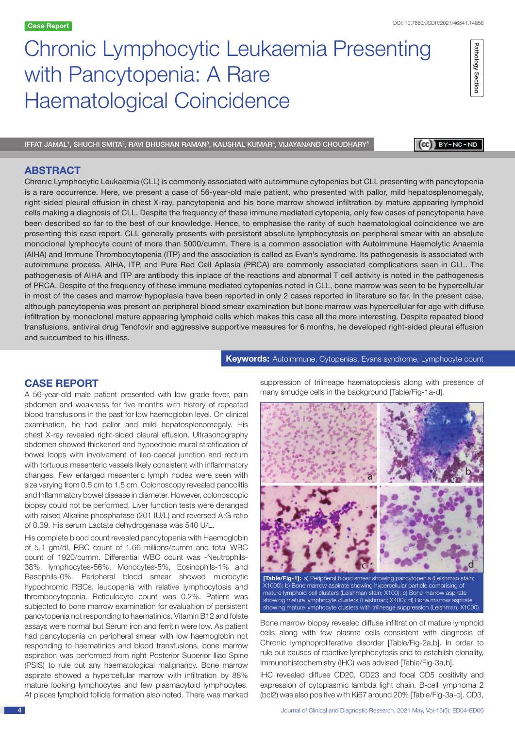Case Report

DOI: 10.7860/JCDR/2021/46541.14858

Pathology Section

# Chronic Lymphocytic Leukaemia Presenting with Pancytopenia: A Rare Haematological Coincidence

IFFAT JAMAL[1], SHUCHI SMITA[2], RAVI BHUSHAN RAMAN[3], KAUSHAL KUMAR[4], VIJAYANAND CHOUDHARY[5]

## ABSTRACT

Chronic Lymphocytic Leukaemia (CLL) is commonly associated with autoimmune cytopenias but CLL presenting with pancytopenia is a rare occurrence. Here, we present a case of 56-year-old male patient, who presented with pallor, mild hepatosplenomegaly, right-sided pleural effusion in chest X-ray, pancytopenia and his bone marrow showed infiltration by mature appearing lymphoid cells making a diagnosis of CLL. Despite the frequency of these immune mediated cytopenia, only few cases of pancytopenia have been described so far to the best of our knowledge. Hence, to emphasise the rarity of such haematological coincidence we are presenting this case report. CLL generally presents with persistent absolute lymphocytosis on peripheral smear with an absolute monoclonal lymphocyte count of more than 5000/cumm. There is a common association with Autoimmune Haemolytic Anaemia (AIHA) and Immune Thrombocytopenia (ITP) and the association is called as Evan's syndrome. Its pathogenesis is associated with autoimmune process. AIHA, ITP, and Pure Red Cell Aplasia (PRCA) are commonly associated complications seen in CLL. The pathogenesis of AIHA and ITP are antibody this inplace of the reactions and abnormal T cell activity is noted in the pathogenesis of PRCA. Despite of the frequency of these immune mediated cytopenias noted in CLL, bone marrow was seen to be hypercellular in most of the cases and marrow hypoplasia have been reported in only 2 cases reported in literature so far. In the present case, although pancytopenia was present on peripheral blood smear examination but bone marrow was hypercellular for age with diffuse infiltration by monoclonal mature appearing lymphoid cells which makes this case all the more interesting. Despite repeated blood transfusions, antiviral drug Tenofovir and aggressive supportive measures for 6 months, he developed right-sided pleural effusion and succumbed to his illness.

**Keywords:** Autoimmune, Cytopenias, Evans syndrome, Lymphocyte count

## CASE REPORT

A 56-year-old male patient presented with low grade fever, pain abdomen and weakness for five months with history of repeated blood transfusions in the past for low haemoglobin level. On clinical examination, he had pallor and mild hepatosplenomegaly. His chest X-ray revealed right-sided pleural effusion. Ultrasonography abdomen showed thickened and hypoechoic mural stratification of bowel loops with involvement of ileo-caecal junction and rectum with tortuous mesenteric vessels likely consistent with inflammatory changes. Few enlarged mesenteric lymph nodes were seen with size varying from 0.5 cm to 1.5 cm. Colonoscopy revealed pancolitis and Inflammatory bowel disease in diameter. However, colonoscopic biopsy could not be performed. Liver function tests were deranged with raised Alkaline phosphatase (201 IU/L) and reversed A:G ratio of 0.39. His serum Lactate dehydrogenase was 540 U/L.

His complete blood count revealed pancytopenia with Haemoglobin of 5.1 gm/dl, RBC count of 1.66 millions/cumm and total WBC count of 1920/cumm. Differential WBC count was -Neutrophils-38%, lymphocytes-56%, Monocytes-5%, Eosinophils-1% and Basophils-0%. Peripheral blood smear showed microcytic hypochromic RBCs, leucopenia with relative lymphocytosis and thrombocytopenia. Reticulocyte count was 0.2%. Patient was subjected to bone marrow examination for evaluation of persistent pancytopenia not responding to haematinics. Vitamin B12 and folate assays were normal but Serum iron and ferritin were low. As patient had pancytopenia on peripheral smear with low haemoglobin not responding to haematinics and blood transfusions, bone marrow aspiration was performed from right Posterior Superior Iliac Spine (PSIS) to rule out any haematological malignancy. Bone marrow aspirate showed a hypercellular marrow with infiltration by 88% mature looking lymphocytes and few plasmacytoid lymphocytes. At places lymphoid follicle formation also noted. There was marked suppression of trilineage haematopoiesis along with presence of many smudge cells in the background [Table/Fig-1a-d].

**[Table/Fig-1]:** a) Peripheral blood smear showing pancytopenia (Leishman stain; X1000); b) Bone marrow aspirate showing hypercellular particle comprising of mature lymphoid cell clusters (Leishman stain; X100); c) Bone marrow aspirate showing mature lymphocyte clusters (Leishman; X400); d) Bone marrow aspirate showing mature lymphocyte clusters with trilineage suppression (Leishman; X1000).

Bone marrow biopsy revealed diffuse infiltration of mature lymphoid cells along with few plasma cells consistent with diagnosis of Chronic lymphoproliferative disorder [Table/Fig-2a,b]. In order to rule out causes of reactive lymphocytosis and to establish clonality, Immunohistochemistry (IHC) was advised [Table/Fig-3a,b].

IHC revealed diffuse CD20, CD23 and focal CD5 positivity and expression of cytoplasmic lambda light chain. B-cell lymphoma 2 (bcl2) was also positive with Ki67 around 20% [Table/Fig-3a-d]. CD3,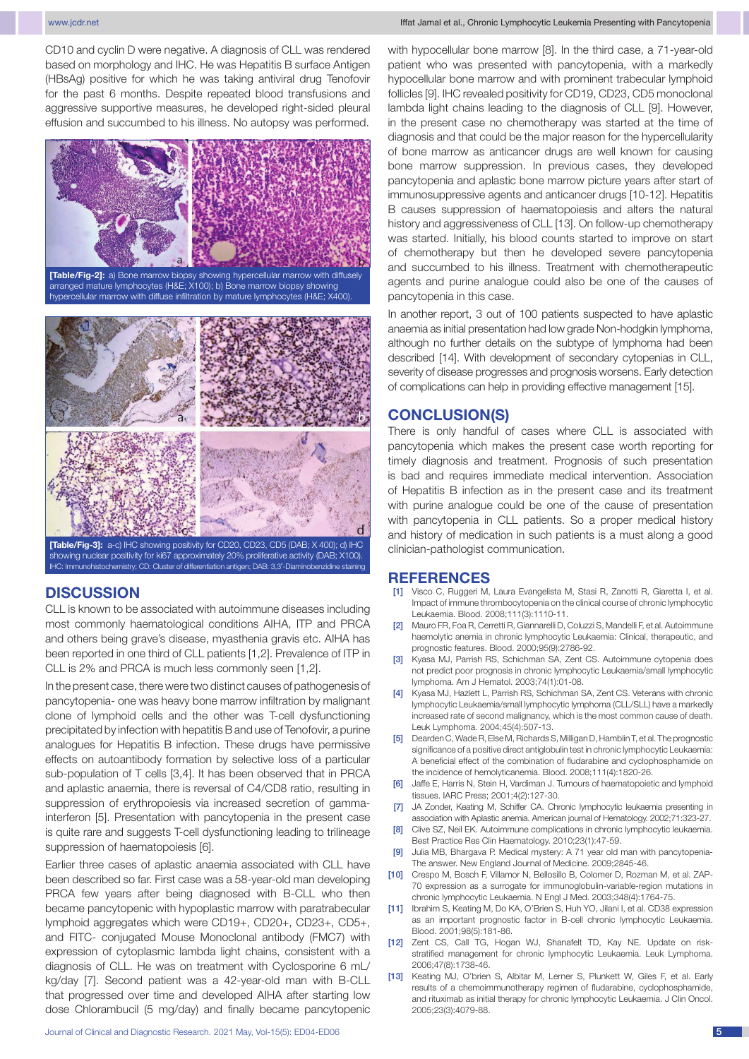CD10 and cyclin D were negative. A diagnosis of CLL was rendered based on morphology and IHC. He was Hepatitis B surface Antigen (HBsAg) positive for which he was taking antiviral drug Tenofovir for the past 6 months. Despite repeated blood transfusions and aggressive supportive measures, he developed right-sided pleural effusion and succumbed to his illness. No autopsy was performed.

**[Table/Fig-2]:** a) Bone marrow biopsy showing hypercellular marrow with diffusely arranged mature lymphocytes (H&E; X100); b) Bone marrow biopsy showing hypercellular marrow with diffuse infiltration by mature lymphocytes (H&E; X400).

**[Table/Fig-3]:** a-c) IHC showing positivity for CD20, CD23, CD5 (DAB; X 400); d) IHC showing nuclear positivity for ki67 approximately 20% proliferative activity (DAB; X100).
IHC: Immunohistochemistry; CD: Cluster of differentiation antigen; DAB: 3,3'-Diaminobenzidine staining

## DISCUSSION

CLL is known to be associated with autoimmune diseases including most commonly haematological conditions AIHA, ITP and PRCA and others being grave's disease, myasthenia gravis etc. AIHA has been reported in one third of CLL patients [1,2]. Prevalence of ITP in CLL is 2% and PRCA is much less commonly seen [1,2].

In the present case, there were two distinct causes of pathogenesis of pancytopenia- one was heavy bone marrow infiltration by malignant clone of lymphoid cells and the other was T-cell dysfunctioning precipitated by infection with hepatitis B and use of Tenofovir, a purine analogues for Hepatitis B infection. These drugs have permissive effects on autoantibody formation by selective loss of a particular sub-population of T cells [3,4]. It has been observed that in PRCA and aplastic anaemia, there is reversal of C4/CD8 ratio, resulting in suppression of erythropoiesis via increased secretion of gamma-interferon [5]. Presentation with pancytopenia in the present case is quite rare and suggests T-cell dysfunctioning leading to trilineage suppression of haematopoiesis [6].

Earlier three cases of aplastic anaemia associated with CLL have been described so far. First case was a 58-year-old man developing PRCA few years after being diagnosed with B-CLL who then became pancytopenic with hypoplastic marrow with paratrabecular lymphoid aggregates which were CD19+, CD20+, CD23+, CD5+, and FITC- conjugated Mouse Monoclonal antibody (FMC7) with expression of cytoplasmic lambda light chains, consistent with a diagnosis of CLL. He was on treatment with Cyclosporine 6 mL/kg/day [7]. Second patient was a 42-year-old man with B-CLL that progressed over time and developed AIHA after starting low dose Chlorambucil (5 mg/day) and finally became pancytopenic with hypocellular bone marrow [8]. In the third case, a 71-year-old patient who was presented with pancytopenia, with a markedly hypocellular bone marrow and with prominent trabecular lymphoid follicles [9]. IHC revealed positivity for CD19, CD23, CD5 monoclonal lambda light chains leading to the diagnosis of CLL [9]. However, in the present case no chemotherapy was started at the time of diagnosis and that could be the major reason for the hypercellularity of bone marrow as anticancer drugs are well known for causing bone marrow suppression. In previous cases, they developed pancytopenia and aplastic bone marrow picture years after start of immunosuppressive agents and anticancer drugs [10-12]. Hepatitis B causes suppression of haematopoiesis and alters the natural history and aggressiveness of CLL [13]. On follow-up chemotherapy was started. Initially, his blood counts started to improve on start of chemotherapy but then he developed severe pancytopenia and succumbed to his illness. Treatment with chemotherapeutic agents and purine analogue could also be one of the causes of pancytopenia in this case.

In another report, 3 out of 100 patients suspected to have aplastic anaemia as initial presentation had low grade Non-hodgkin lymphoma, although no further details on the subtype of lymphoma had been described [14]. With development of secondary cytopenias in CLL, severity of disease progresses and prognosis worsens. Early detection of complications can help in providing effective management [15].

## CONCLUSION(S)

There is only handful of cases where CLL is associated with pancytopenia which makes the present case worth reporting for timely diagnosis and treatment. Prognosis of such presentation is bad and requires immediate medical intervention. Association of Hepatitis B infection as in the present case and its treatment with purine analogue could be one of the cause of presentation with pancytopenia in CLL patients. So a proper medical history and history of medication in such patients is a must along a good clinician-pathologist communication.

## REFERENCES

[1] Visco C, Ruggeri M, Laura Evangelista M, Stasi R, Zanotti R, Giaretta I, et al. Impact of immune thrombocytopenia on the clinical course of chronic lymphocytic Leukaemia. Blood. 2008;111(3):1110-11.

[2] Mauro FR, Foa R, Cerretti R, Giannarelli D, Coluzzi S, Mandelli F, et al. Autoimmune haemolytic anemia in chronic lymphocytic Leukaemia: Clinical, therapeutic, and prognostic features. Blood. 2000;95(9):2786-92.

[3] Kyasa MJ, Parrish RS, Schichman SA, Zent CS. Autoimmune cytopenia does not predict poor prognosis in chronic lymphocytic Leukaemia/small lymphocytic lymphoma. Am J Hematol. 2003;74(1):01-08.

[4] Kyasa MJ, Hazlett L, Parrish RS, Schichman SA, Zent CS. Veterans with chronic lymphocytic Leukaemia/small lymphocytic lymphoma (CLL/SLL) have a markedly increased rate of second malignancy, which is the most common cause of death. Leuk Lymphoma. 2004;45(4):507-13.

[5] Dearden C, Wade R, Else M, Richards S, Milligan D, Hamblin T, et al. The prognostic significance of a positive direct antiglobulin test in chronic lymphocytic Leukaemia: A beneficial effect of the combination of fludarabine and cyclophosphamide on the incidence of hemolyticanemia. Blood. 2008;111(4):1820-26.

[6] Jaffe E, Harris N, Stein H, Vardiman J. Tumours of haematopoietic and lymphoid tissues. IARC Press; 2001;4(2):127-30.

[7] JA Zonder, Keating M, Schiffer CA. Chronic lymphocytic leukaemia presenting in association with Aplastic anemia. American journal of Hematology. 2002;71:323-27.

[8] Clive SZ, Neil EK. Autoimmune complications in chronic lymphocytic leukaemia. Best Practice Res Clin Haematology. 2010;23(1):47-59.

[9] Julia MB, Bhargava P. Medical mystery: A 71 year old man with pancytopenia- The answer. New England Journal of Medicine. 2009;2845-46.

[10] Crespo M, Bosch F, Villamor N, Bellosillo B, Colomer D, Rozman M, et al. ZAP-70 expression as a surrogate for immunoglobulin-variable-region mutations in chronic lymphocytic Leukaemia. N Engl J Med. 2003;348(4):1764-75.

[11] Ibrahim S, Keating M, Do KA, O'Brien S, Huh YO, Jilani I, et al. CD38 expression as an important prognostic factor in B-cell chronic lymphocytic Leukaemia. Blood. 2001;98(5):181-86.

[12] Zent CS, Call TG, Hogan WJ, Shanafelt TD, Kay NE. Update on risk-stratified management for chronic lymphocytic Leukaemia. Leuk Lymphoma. 2006;47(8):1738-46.

[13] Keating MJ, O'brien S, Albitar M, Lerner S, Plunkett W, Giles F, et al. Early results of a chemoimmunotherapy regimen of fludarabine, cyclophosphamide, and rituximab as initial therapy for chronic lymphocytic Leukaemia. J Clin Oncol. 2005;23(3):4079-88.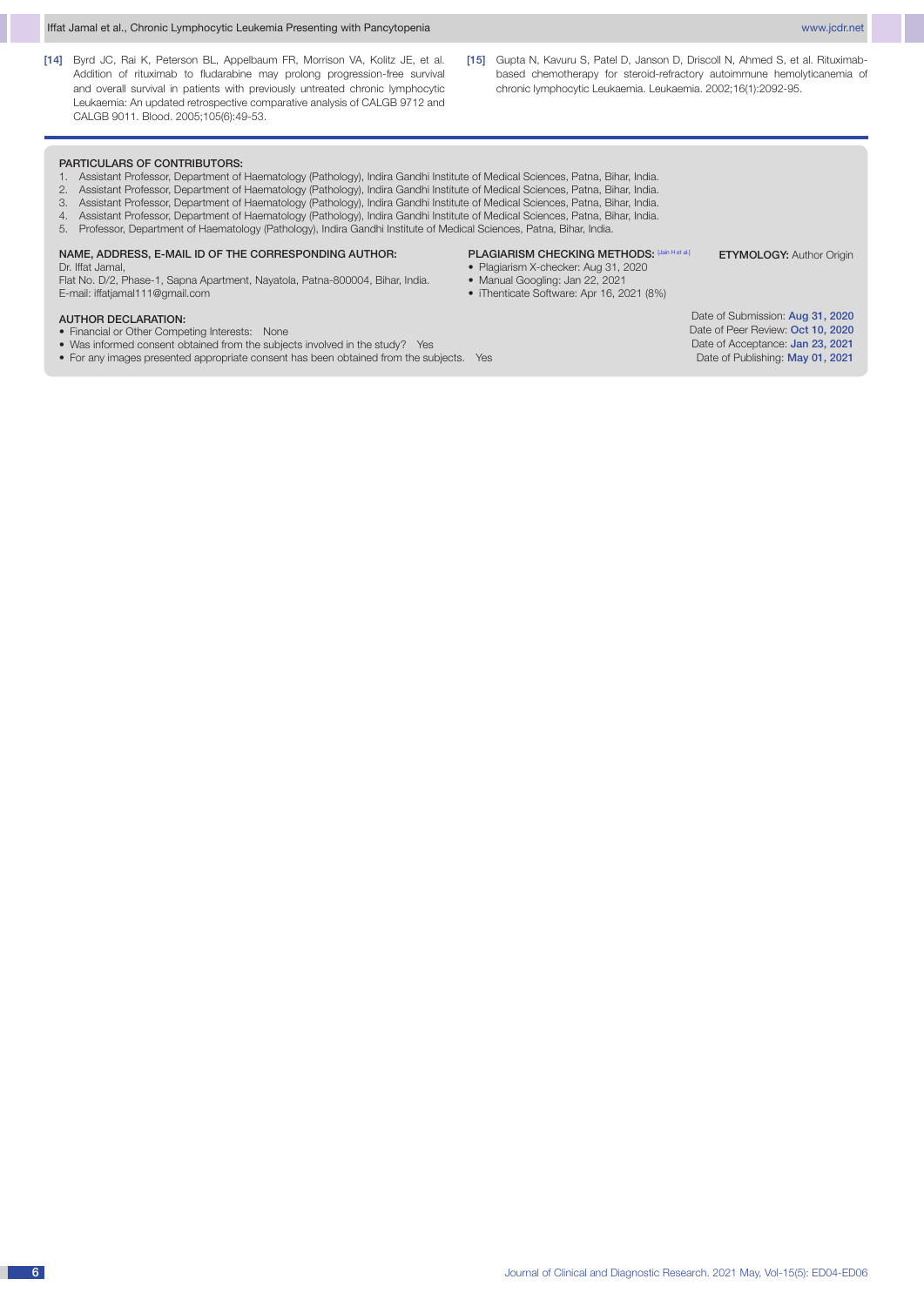[14] Byrd JC, Rai K, Peterson BL, Appelbaum FR, Morrison VA, Kolitz JE, et al. Addition of rituximab to fludarabine may prolong progression-free survival and overall survival in patients with previously untreated chronic lymphocytic Leukaemia: An updated retrospective comparative analysis of CALGB 9712 and CALGB 9011. Blood. 2005;105(6):49-53.

[15] Gupta N, Kavuru S, Patel D, Janson D, Driscoll N, Ahmed S, et al. Rituximab-based chemotherapy for steroid-refractory autoimmune hemolyticanemia of chronic lymphocytic Leukaemia. Leukaemia. 2002;16(1):2092-95.

**PARTICULARS OF CONTRIBUTORS:**

1. Assistant Professor, Department of Haematology (Pathology), Indira Gandhi Institute of Medical Sciences, Patna, Bihar, India.
2. Assistant Professor, Department of Haematology (Pathology), Indira Gandhi Institute of Medical Sciences, Patna, Bihar, India.
3. Assistant Professor, Department of Haematology (Pathology), Indira Gandhi Institute of Medical Sciences, Patna, Bihar, India.
4. Assistant Professor, Department of Haematology (Pathology), Indira Gandhi Institute of Medical Sciences, Patna, Bihar, India.
5. Professor, Department of Haematology (Pathology), Indira Gandhi Institute of Medical Sciences, Patna, Bihar, India.

**NAME, ADDRESS, E-MAIL ID OF THE CORRESPONDING AUTHOR:**

Dr. Iffat Jamal,
Flat No. D/2, Phase-1, Sapna Apartment, Nayatola, Patna-800004, Bihar, India.
E-mail: iffatjamal111@gmail.com

**PLAGIARISM CHECKING METHODS:** [Jain H et al.]

- Plagiarism X-checker: Aug 31, 2020
- Manual Googling: Jan 22, 2021
- iThenticate Software: Apr 16, 2021 (8%)

**ETYMOLOGY:** Author Origin

**AUTHOR DECLARATION:**

- Financial or Other Competing Interests: None
- Was informed consent obtained from the subjects involved in the study? Yes
- For any images presented appropriate consent has been obtained from the subjects. Yes

Date of Submission: **Aug 31, 2020**
Date of Peer Review: **Oct 10, 2020**
Date of Acceptance: **Jan 23, 2021**
Date of Publishing: **May 01, 2021**